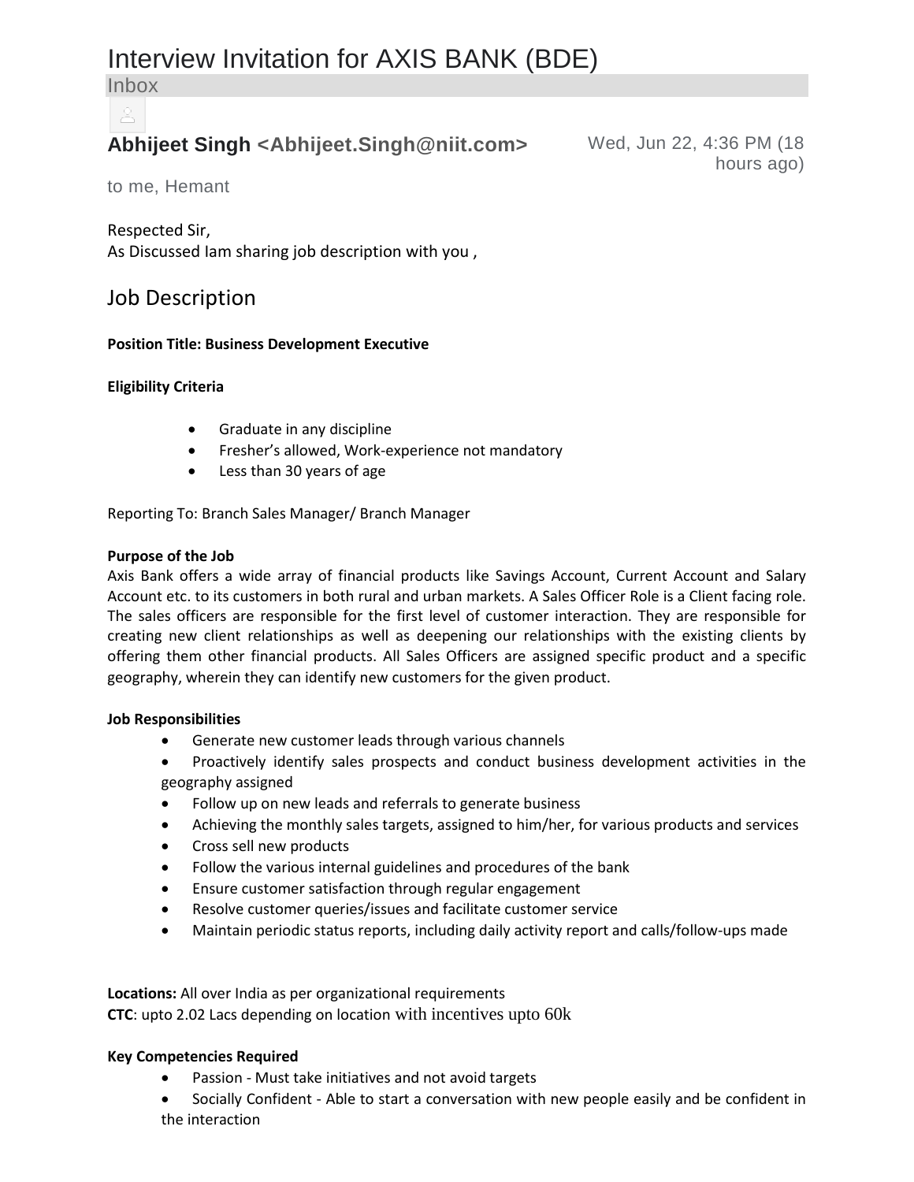# Interview Invitation for AXIS BANK (BDE)

Inbox

**Abhijeet Singh <Abhijeet.Singh@niit.com>** Wed, Jun 22, 4:36 PM (18 hours ago)

to me, Hemant

Respected Sir,
As Discussed Iam sharing job description with you ,

## Job Description

**Position Title: Business Development Executive**

**Eligibility Criteria**

- Graduate in any discipline
- Fresher's allowed, Work-experience not mandatory
- Less than 30 years of age

Reporting To: Branch Sales Manager/ Branch Manager

**Purpose of the Job**
Axis Bank offers a wide array of financial products like Savings Account, Current Account and Salary Account etc. to its customers in both rural and urban markets. A Sales Officer Role is a Client facing role. The sales officers are responsible for the first level of customer interaction. They are responsible for creating new client relationships as well as deepening our relationships with the existing clients by offering them other financial products. All Sales Officers are assigned specific product and a specific geography, wherein they can identify new customers for the given product.

**Job Responsibilities**

- Generate new customer leads through various channels
- Proactively identify sales prospects and conduct business development activities in the geography assigned
- Follow up on new leads and referrals to generate business
- Achieving the monthly sales targets, assigned to him/her, for various products and services
- Cross sell new products
- Follow the various internal guidelines and procedures of the bank
- Ensure customer satisfaction through regular engagement
- Resolve customer queries/issues and facilitate customer service
- Maintain periodic status reports, including daily activity report and calls/follow-ups made

**Locations:** All over India as per organizational requirements
**CTC**: upto 2.02 Lacs depending on location with incentives upto 60k

**Key Competencies Required**

- Passion - Must take initiatives and not avoid targets
- Socially Confident - Able to start a conversation with new people easily and be confident in the interaction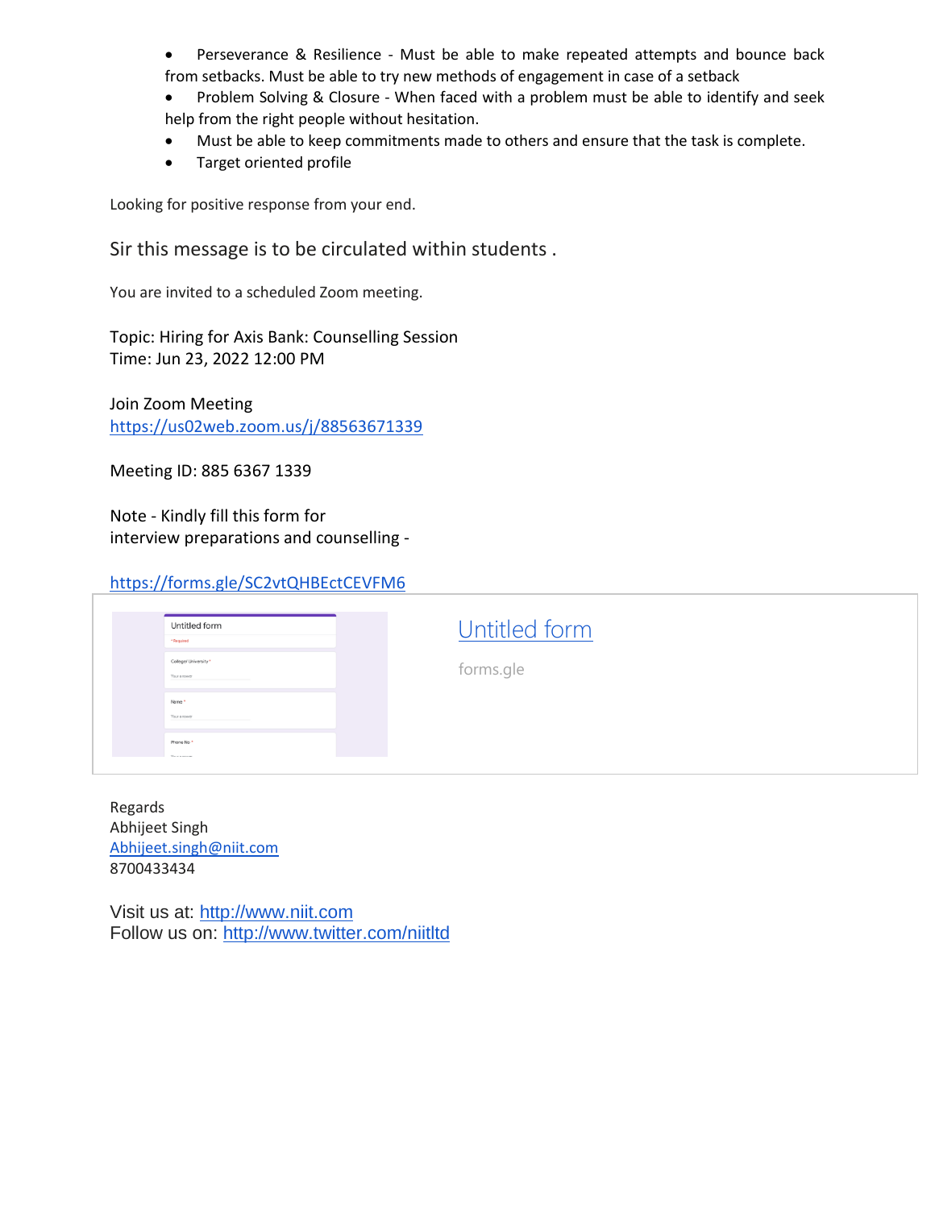- Perseverance & Resilience - Must be able to make repeated attempts and bounce back from setbacks. Must be able to try new methods of engagement in case of a setback
- Problem Solving & Closure - When faced with a problem must be able to identify and seek help from the right people without hesitation.
- Must be able to keep commitments made to others and ensure that the task is complete.
- Target oriented profile

Looking for positive response from your end.

Sir this message is to be circulated within students .

You are invited to a scheduled Zoom meeting.

Topic: Hiring for Axis Bank: Counselling Session
Time: Jun 23, 2022 12:00 PM

Join Zoom Meeting
https://us02web.zoom.us/j/88563671339

Meeting ID: 885 6367 1339

Note - Kindly fill this form for
interview preparations and counselling -

https://forms.gle/SC2vtQHBEctCEVFM6

Untitled form

forms.gle

Regards
Abhijeet Singh
Abhijeet.singh@niit.com
8700433434

Visit us at: http://www.niit.com
Follow us on: http://www.twitter.com/niitltd